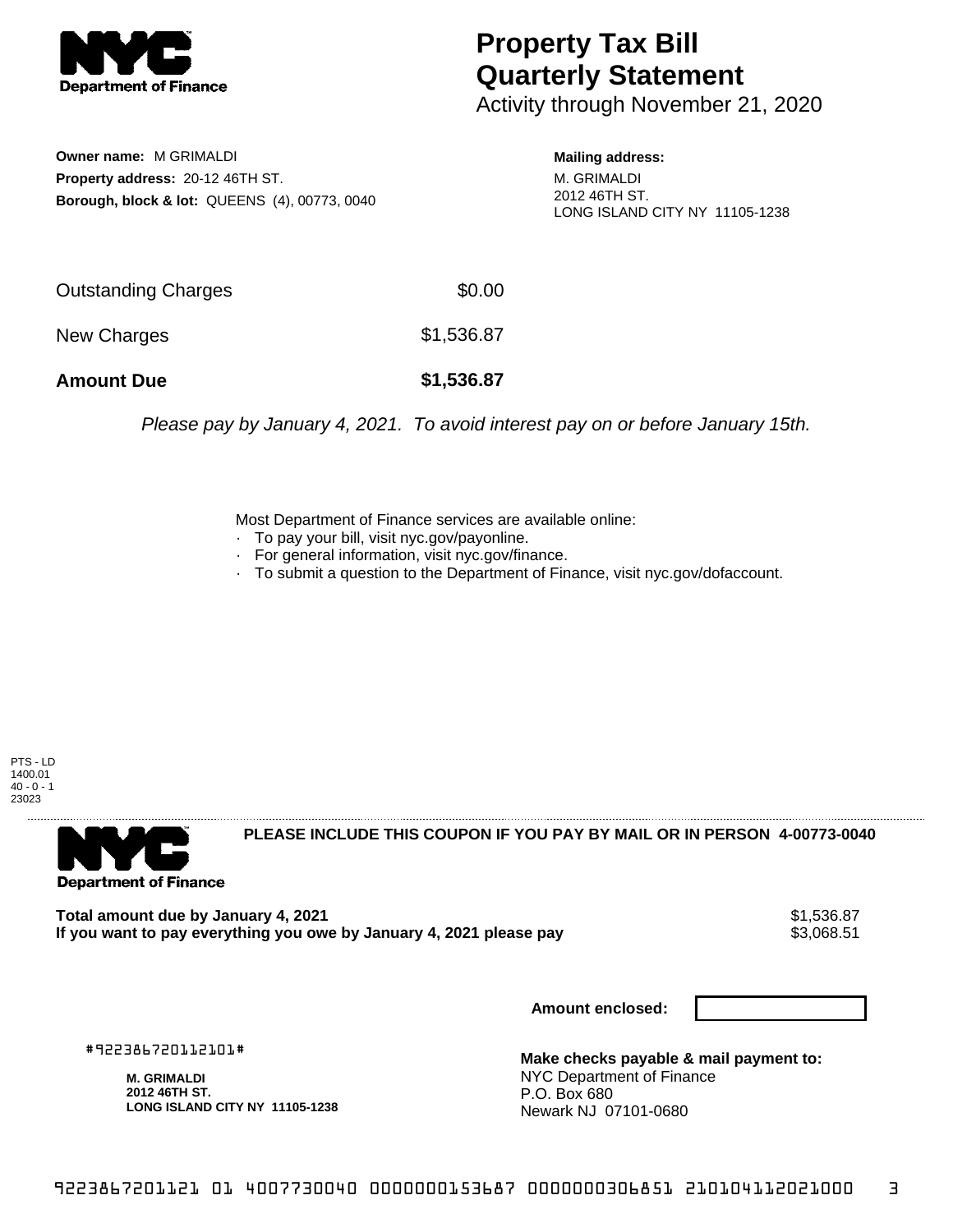# Property Tax Bill Quarterly Statement

Activity through November 21, 2020

**Owner name:** M GRIMALDI
**Property address:** 20-12 46TH ST.
**Borough, block & lot:** QUEENS (4), 00773, 0040

**Mailing address:**
M. GRIMALDI
2012 46TH ST.
LONG ISLAND CITY NY 11105-1238

| | |
|---|---|
| Outstanding Charges | $0.00 |
| New Charges | $1,536.87 |
| **Amount Due** | **$1,536.87** |

*Please pay by January 4, 2021. To avoid interest pay on or before January 15th.*

Most Department of Finance services are available online:
- To pay your bill, visit nyc.gov/payonline.
- For general information, visit nyc.gov/finance.
- To submit a question to the Department of Finance, visit nyc.gov/dofaccount.

PTS - LD
1400.01
40 - 0 - 1
23023

**PLEASE INCLUDE THIS COUPON IF YOU PAY BY MAIL OR IN PERSON 4-00773-0040**

| | |
|---|---|
| **Total amount due by January 4, 2021** | $1,536.87 |
| **If you want to pay everything you owe by January 4, 2021 please pay** | $3,068.51 |

**Amount enclosed:**

#922386720112101#

**M. GRIMALDI**
**2012 46TH ST.**
**LONG ISLAND CITY NY 11105-1238**

**Make checks payable & mail payment to:**
NYC Department of Finance
P.O. Box 680
Newark NJ 07101-0680

9223867201121 01 4007730040 0000000153687 0000000306851 210104112021000 3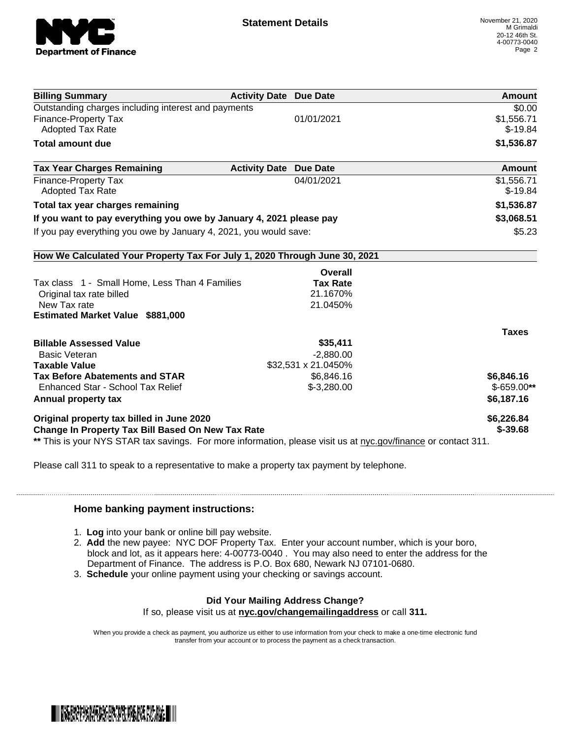November 21, 2020
M Grimaldi
20-12 46th St.
4-00773-0040

# Statement Details

| Billing Summary | Activity Date | Due Date | Amount |
|---|---|---|---|
| Outstanding charges including interest and payments | | | $0.00 |
| Finance-Property Tax | | 01/01/2021 | $1,556.71 |
| Adopted Tax Rate | | | $-19.84 |
| **Total amount due** | | | **$1,536.87** |

| Tax Year Charges Remaining | Activity Date | Due Date | Amount |
|---|---|---|---|
| Finance-Property Tax | | 04/01/2021 | $1,556.71 |
| Adopted Tax Rate | | | $-19.84 |
| **Total tax year charges remaining** | | | **$1,536.87** |
| **If you want to pay everything you owe by January 4, 2021 please pay** | | | **$3,068.51** |
| If you pay everything you owe by January 4, 2021, you would save: | | | $5.23 |

**How We Calculated Your Property Tax For July 1, 2020 Through June 30, 2021**

| | Overall Tax Rate | |
|---|---|---|
| Tax class 1 - Small Home, Less Than 4 Families | | |
| Original tax rate billed | 21.1670% | |
| New Tax rate | 21.0450% | |
| **Estimated Market Value $881,000** | | |

| | | Taxes |
|---|---|---|
| **Billable Assessed Value** | **$35,411** | |
| Basic Veteran | -2,880.00 | |
| **Taxable Value** | $32,531 x 21.0450% | |
| **Tax Before Abatements and STAR** | $6,846.16 | **$6,846.16** |
| Enhanced Star - School Tax Relief | $-3,280.00 | $-659.00** |
| **Annual property tax** | | **$6,187.16** |
| **Original property tax billed in June 2020** | | **$6,226.84** |
| **Change In Property Tax Bill Based On New Tax Rate** | | **$-39.68** |

** This is your NYS STAR tax savings. For more information, please visit us at nyc.gov/finance or contact 311.

Please call 311 to speak to a representative to make a property tax payment by telephone.

### Home banking payment instructions:

1. **Log** into your bank or online bill pay website.
2. **Add** the new payee: NYC DOF Property Tax. Enter your account number, which is your boro, block and lot, as it appears here: 4-00773-0040 . You may also need to enter the address for the Department of Finance. The address is P.O. Box 680, Newark NJ 07101-0680.
3. **Schedule** your online payment using your checking or savings account.

**Did Your Mailing Address Change?**
If so, please visit us at **nyc.gov/changemailingaddress** or call **311.**

When you provide a check as payment, you authorize us either to use information from your check to make a one-time electronic fund transfer from your account or to process the payment as a check transaction.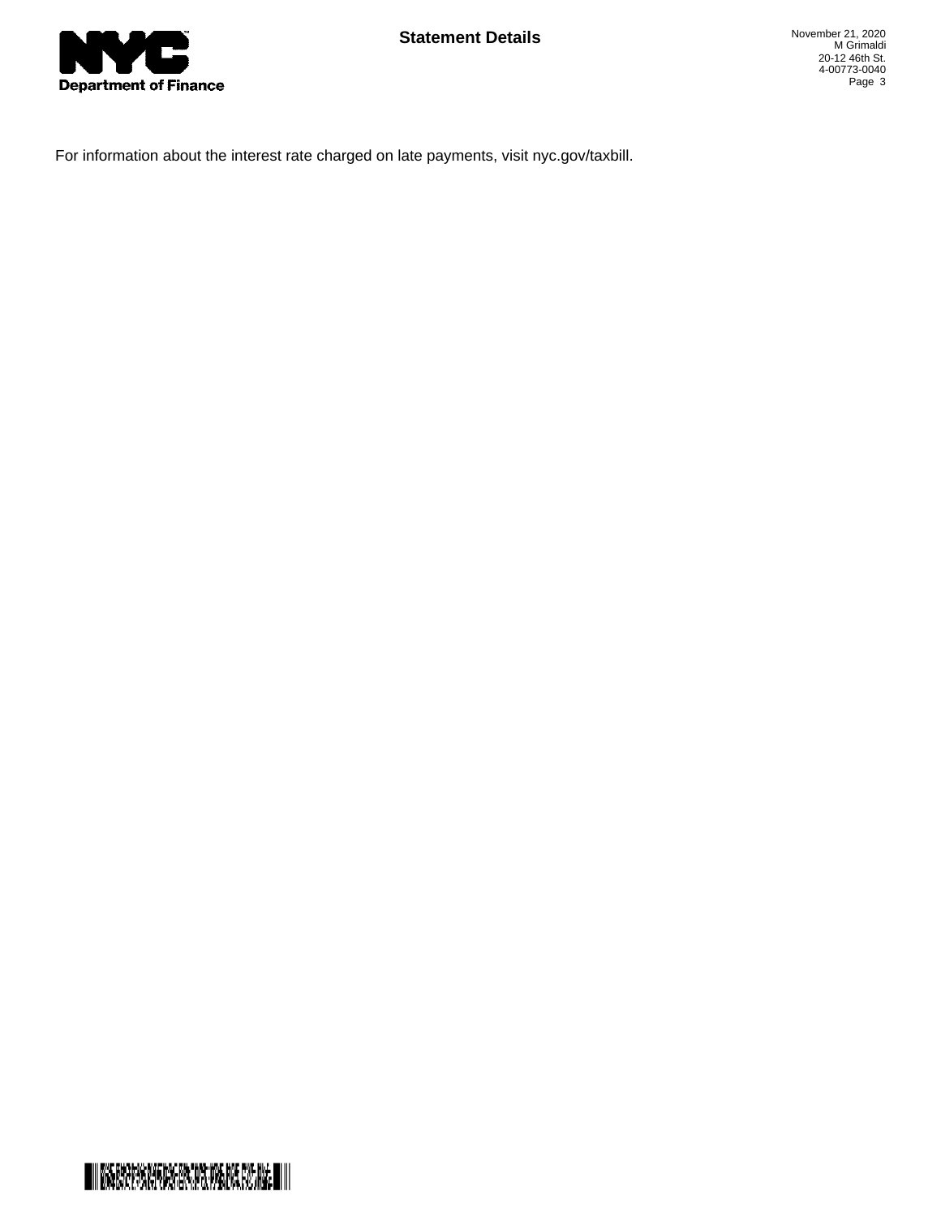For information about the interest rate charged on late payments, visit nyc.gov/taxbill.